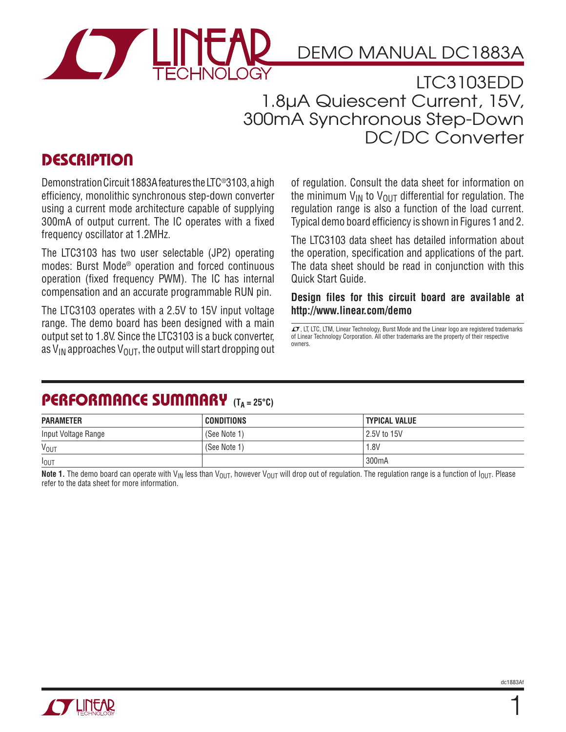# DEMO MANUAL DC1883A

## LTC3103EDD 1.8µA Quiescent Current, 15V, 300mA Synchronous Step-Down DC/DC Converter

## DESCRIPTION

Demonstration Circuit 1883A features the LTC®3103, a high efficiency, monolithic synchronous step-down converter using a current mode architecture capable of supplying 300mA of output current. The IC operates with a fixed frequency oscillator at 1.2MHz.

The LTC3103 has two user selectable (JP2) operating modes: Burst Mode® operation and forced continuous operation (fixed frequency PWM). The IC has internal compensation and an accurate programmable RUN pin.

The LTC3103 operates with a 2.5V to 15V input voltage range. The demo board has been designed with a main output set to 1.8V. Since the LTC3103 is a buck converter, as $V_{IN}$ approaches $V_{OUT}$, the output will start dropping out of regulation. Consult the data sheet for information on the minimum $V_{IN}$ to $V_{OUT}$ differential for regulation. The regulation range is also a function of the load current. Typical demo board efficiency is shown in Figures 1 and 2.

The LTC3103 data sheet has detailed information about the operation, specification and applications of the part. The data sheet should be read in conjunction with this Quick Start Guide.

**Design files for this circuit board are available at http://www.linear.com/demo**

LT, LTC, LTM, Linear Technology, Burst Mode and the Linear logo are registered trademarks of Linear Technology Corporation. All other trademarks are the property of their respective owners.

## PERFORMANCE SUMMARY ($T_A$ = 25°C)

| PARAMETER | CONDITIONS | TYPICAL VALUE |
|---|---|---|
| Input Voltage Range | (See Note 1) | 2.5V to 15V |
| $V_{OUT}$ | (See Note 1) | 1.8V |
| $I_{OUT}$ | | 300mA |

**Note 1.** The demo board can operate with $V_{IN}$ less than $V_{OUT}$, however $V_{OUT}$ will drop out of regulation. The regulation range is a function of $I_{OUT}$. Please refer to the data sheet for more information.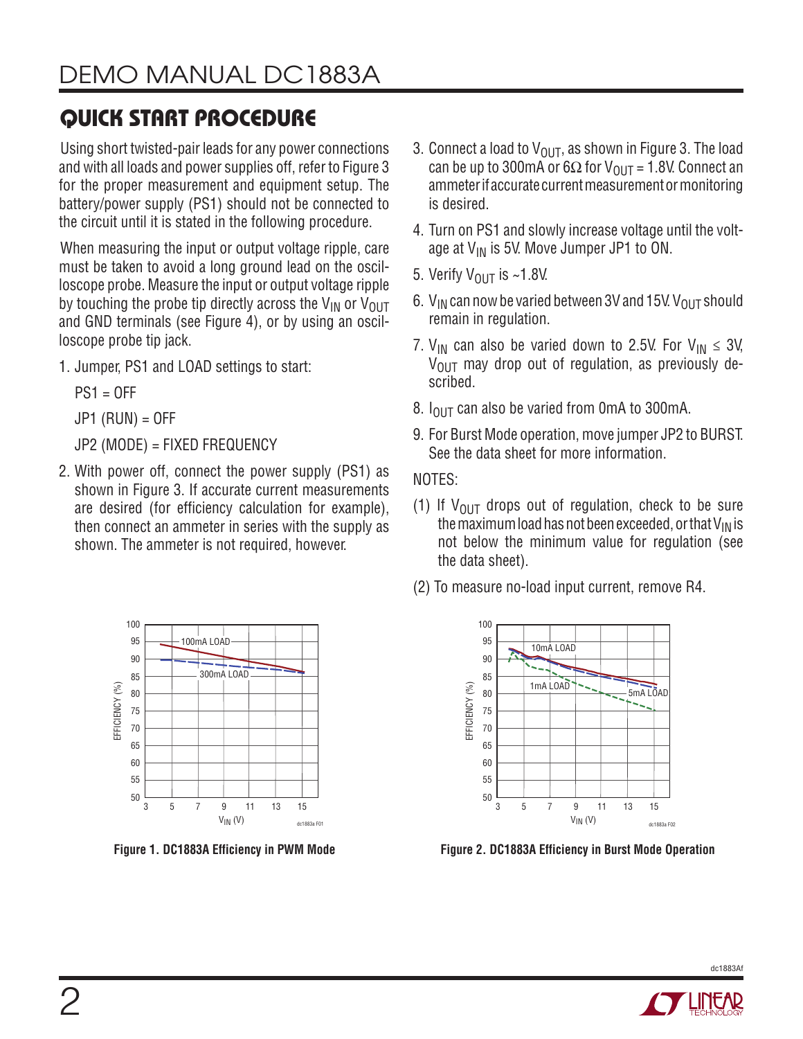## QUICK START PROCEDURE

Using short twisted-pair leads for any power connections and with all loads and power supplies off, refer to Figure 3 for the proper measurement and equipment setup. The battery/power supply (PS1) should not be connected to the circuit until it is stated in the following procedure.

When measuring the input or output voltage ripple, care must be taken to avoid a long ground lead on the oscilloscope probe. Measure the input or output voltage ripple by touching the probe tip directly across the $V_{IN}$ or $V_{OUT}$ and GND terminals (see Figure 4), or by using an oscilloscope probe tip jack.

1. Jumper, PS1 and LOAD settings to start:

   PS1 = OFF

   JP1 (RUN) = OFF

   JP2 (MODE) = FIXED FREQUENCY

2. With power off, connect the power supply (PS1) as shown in Figure 3. If accurate current measurements are desired (for efficiency calculation for example), then connect an ammeter in series with the supply as shown. The ammeter is not required, however.

3. Connect a load to $V_{OUT}$, as shown in Figure 3. The load can be up to 300mA or 6Ω for $V_{OUT}$ = 1.8V. Connect an ammeter if accurate current measurement or monitoring is desired.

4. Turn on PS1 and slowly increase voltage until the voltage at $V_{IN}$ is 5V. Move Jumper JP1 to ON.

5. Verify $V_{OUT}$ is ~1.8V.

6. $V_{IN}$ can now be varied between 3V and 15V. $V_{OUT}$ should remain in regulation.

7. $V_{IN}$ can also be varied down to 2.5V. For $V_{IN}$ ≤ 3V, $V_{OUT}$ may drop out of regulation, as previously described.

8. $I_{OUT}$ can also be varied from 0mA to 300mA.

9. For Burst Mode operation, move jumper JP2 to BURST. See the data sheet for more information.

NOTES:

(1) If $V_{OUT}$ drops out of regulation, check to be sure the maximum load has not been exceeded, or that $V_{IN}$ is not below the minimum value for regulation (see the data sheet).

(2) To measure no-load input current, remove R4.

**Figure 1. DC1883A Efficiency in PWM Mode**

**Figure 2. DC1883A Efficiency in Burst Mode Operation**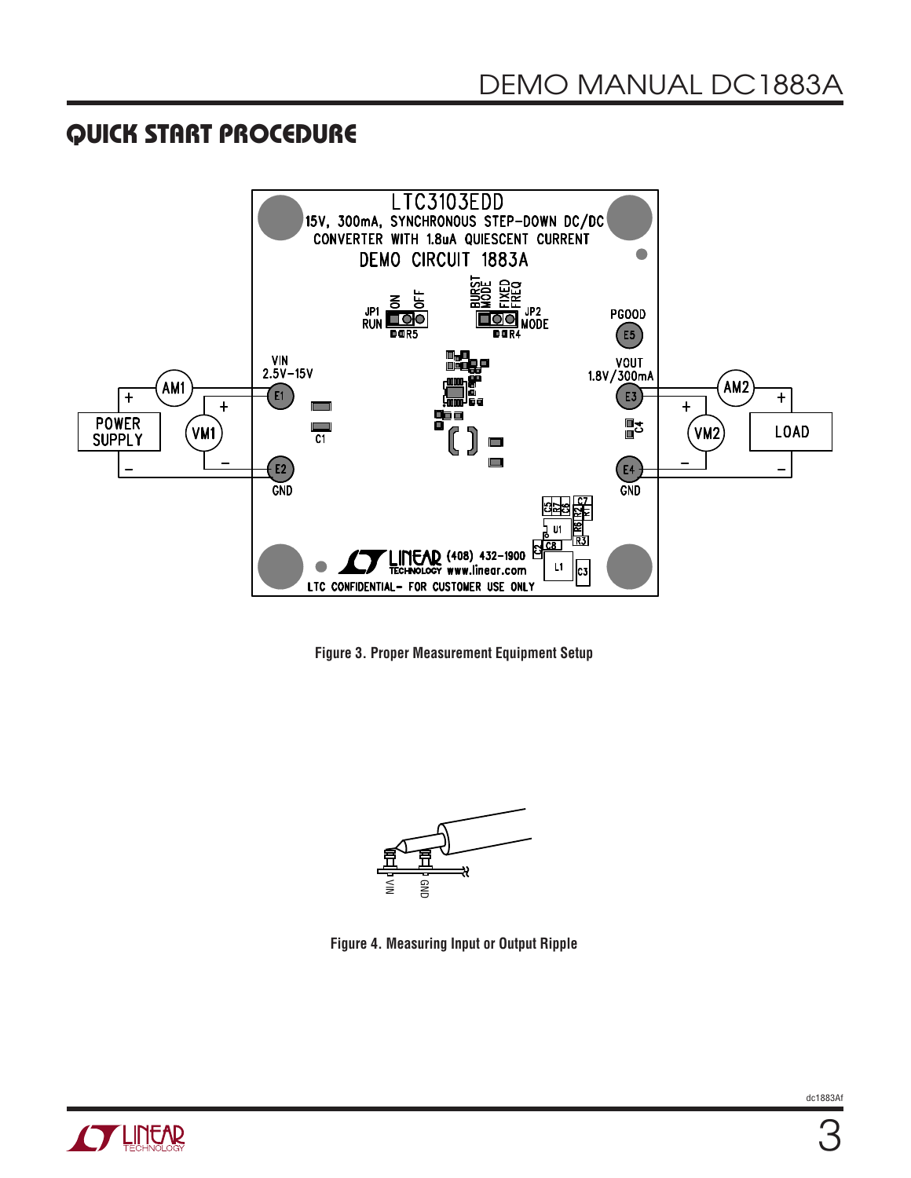## QUICK START PROCEDURE

Figure 3. Proper Measurement Equipment Setup

Figure 4. Measuring Input or Output Ripple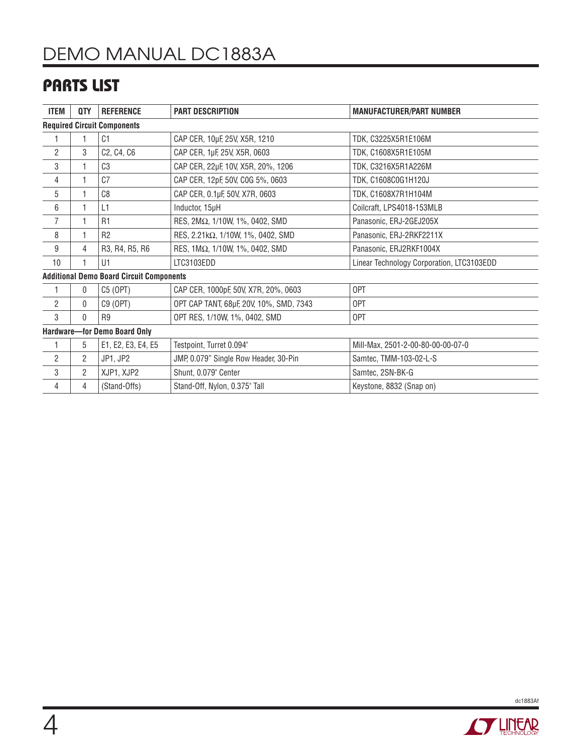## PARTS LIST

| ITEM | QTY | REFERENCE | PART DESCRIPTION | MANUFACTURER/PART NUMBER |
|---|---|---|---|---|
| **Required Circuit Components** | | | | |
| 1 | 1 | C1 | CAP CER, 10µF, 25V, X5R, 1210 | TDK, C3225X5R1E106M |
| 2 | 3 | C2, C4, C6 | CAP CER, 1µF, 25V, X5R, 0603 | TDK, C1608X5R1E105M |
| 3 | 1 | C3 | CAP CER, 22µF, 10V, X5R, 20%, 1206 | TDK, C3216X5R1A226M |
| 4 | 1 | C7 | CAP CER, 12pF, 50V, C0G 5%, 0603 | TDK, C1608C0G1H120J |
| 5 | 1 | C8 | CAP CER, 0.1µF, 50V, X7R, 0603 | TDK, C1608X7R1H104M |
| 6 | 1 | L1 | Inductor, 15µH | Coilcraft, LPS4018-153MLB |
| 7 | 1 | R1 | RES, 2MΩ, 1/10W, 1%, 0402, SMD | Panasonic, ERJ-2GEJ205X |
| 8 | 1 | R2 | RES, 2.21kΩ, 1/10W, 1%, 0402, SMD | Panasonic, ERJ-2RKF2211X |
| 9 | 4 | R3, R4, R5, R6 | RES, 1MΩ, 1/10W, 1%, 0402, SMD | Panasonic, ERJ2RKF1004X |
| 10 | 1 | U1 | LTC3103EDD | Linear Technology Corporation, LTC3103EDD |
| **Additional Demo Board Circuit Components** | | | | |
| 1 | 0 | C5 (OPT) | CAP CER, 1000pF, 50V, X7R, 20%, 0603 | OPT |
| 2 | 0 | C9 (OPT) | OPT CAP TANT, 68µF, 20V, 10%, SMD, 7343 | OPT |
| 3 | 0 | R9 | OPT RES, 1/10W, 1%, 0402, SMD | OPT |
| **Hardware—for Demo Board Only** | | | | |
| 1 | 5 | E1, E2, E3, E4, E5 | Testpoint, Turret 0.094" | Mill-Max, 2501-2-00-80-00-00-07-0 |
| 2 | 2 | JP1, JP2 | JMP, 0.079" Single Row Header, 30-Pin | Samtec, TMM-103-02-L-S |
| 3 | 2 | XJP1, XJP2 | Shunt, 0.079" Center | Samtec, 2SN-BK-G |
| 4 | 4 | (Stand-Offs) | Stand-Off, Nylon, 0.375" Tall | Keystone, 8832 (Snap on) |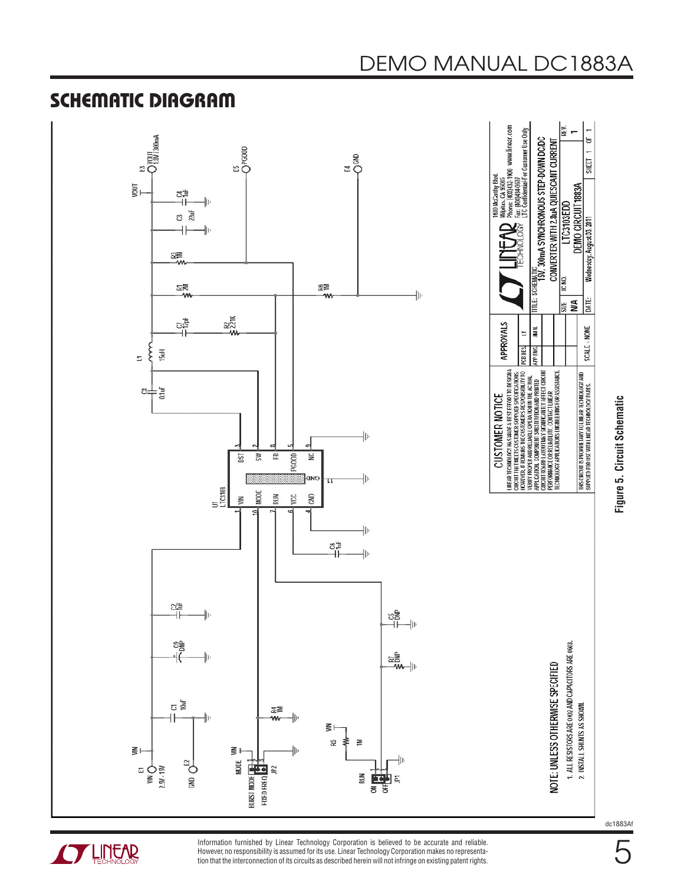## SCHEMATIC DIAGRAM

VIN

E1 VIN 2.5V–15V

GND E2

C1 10uF

C9 DNP

C2 1uF

MODE

BURST MODE

FIXED FREQ

JP2

R4 1M

VIN

R5 1M

RUN

ON

OFF

JP1

R7 DNP

C5 DNP

U1 LTC3103

VIN, MODE, RUN, VCC, GND, BST, SW, FB, PGOOD, NC, GND

C6 1uF

C8 0.1uF

L1 15uH

C7 12pF

R2 2.21K

R1 2M

R3 1M

C3 22uF

C4 1uF

VOUT

E3 VOUT 1.8V/300mA

E5 PGOOD

R6 1M

E4 GND

NOTE: UNLESS OTHERWISE SPECIFIED

1. ALL RESISTORS ARE 0402 AND CAPACITORS ARE 0603.
2. INSTALL SHUNTS AS SHOWN.

CUSTOMER NOTICE

LINEAR TECHNOLOGY HAS MADE A BEST EFFORT TO DESIGN A CIRCUIT THAT MEETS CUSTOMER-SUPPLIED SPECIFICATIONS; HOWEVER, IT REMAINS THE CUSTOMER'S RESPONSIBILITY TO VERIFY PROPER AND RELIABLE OPERATION IN THE ACTUAL APPLICATION. COMPONENT SUBSTITUTION AND PRINTED CIRCUIT BOARD LAYOUT MAY SIGNIFICANTLY AFFECT CIRCUIT PERFORMANCE OR RELIABILITY. CONTACT LINEAR TECHNOLOGY APPLICATIONS ENGINEERING FOR ASSISTANCE.

THIS CIRCUIT IS PROPRIETARY TO LINEAR TECHNOLOGY AND SUPPLIED FOR USE WITH LINEAR TECHNOLOGY PARTS.

| APPROVALS | |
|---|---|
| PCB DES. | LT |
| APP ENG. | MAN. |

SCALE = NONE

1630 McCarthy Blvd.
Milpitas, CA 95035
Phone: (408)432-1900 www.linear.com
Fax: (408)434-0507
LTC Confidential-For Customer Use Only

TITLE: SCHEMATIC
15V, 300mA SYNCHRONOUS STEP-DOWN DC/DC CONVERTER WITH 1.8uA QUIESCENT CURRENT

| SIZE | IC NO. | REV. |
|---|---|---|
| N/A | LTC3103EDD | 1 |
| | DEMO CIRCUIT 1883A | |

DATE: Wednesday, August 03, 2011 SHEET 1 OF 1

Figure 5. Circuit Schematic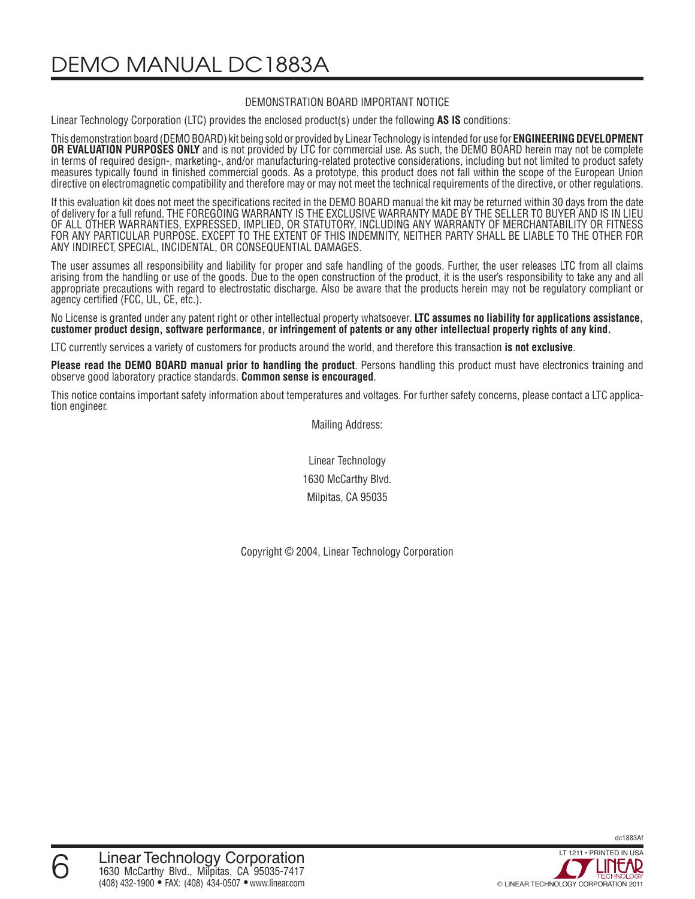DEMONSTRATION BOARD IMPORTANT NOTICE

Linear Technology Corporation (LTC) provides the enclosed product(s) under the following **AS IS** conditions:

This demonstration board (DEMO BOARD) kit being sold or provided by Linear Technology is intended for use for **ENGINEERING DEVELOPMENT OR EVALUATION PURPOSES ONLY** and is not provided by LTC for commercial use. As such, the DEMO BOARD herein may not be complete in terms of required design-, marketing-, and/or manufacturing-related protective considerations, including but not limited to product safety measures typically found in finished commercial goods. As a prototype, this product does not fall within the scope of the European Union directive on electromagnetic compatibility and therefore may or may not meet the technical requirements of the directive, or other regulations.

If this evaluation kit does not meet the specifications recited in the DEMO BOARD manual the kit may be returned within 30 days from the date of delivery for a full refund. THE FOREGOING WARRANTY IS THE EXCLUSIVE WARRANTY MADE BY THE SELLER TO BUYER AND IS IN LIEU OF ALL OTHER WARRANTIES, EXPRESSED, IMPLIED, OR STATUTORY, INCLUDING ANY WARRANTY OF MERCHANTABILITY OR FITNESS FOR ANY PARTICULAR PURPOSE. EXCEPT TO THE EXTENT OF THIS INDEMNITY, NEITHER PARTY SHALL BE LIABLE TO THE OTHER FOR ANY INDIRECT, SPECIAL, INCIDENTAL, OR CONSEQUENTIAL DAMAGES.

The user assumes all responsibility and liability for proper and safe handling of the goods. Further, the user releases LTC from all claims arising from the handling or use of the goods. Due to the open construction of the product, it is the user's responsibility to take any and all appropriate precautions with regard to electrostatic discharge. Also be aware that the products herein may not be regulatory compliant or agency certified (FCC, UL, CE, etc.).

No License is granted under any patent right or other intellectual property whatsoever. **LTC assumes no liability for applications assistance, customer product design, software performance, or infringement of patents or any other intellectual property rights of any kind.**

LTC currently services a variety of customers for products around the world, and therefore this transaction **is not exclusive**.

**Please read the DEMO BOARD manual prior to handling the product**. Persons handling this product must have electronics training and observe good laboratory practice standards. **Common sense is encouraged**.

This notice contains important safety information about temperatures and voltages. For further safety concerns, please contact a LTC application engineer.

Mailing Address:

Linear Technology

1630 McCarthy Blvd.

Milpitas, CA 95035

Copyright © 2004, Linear Technology Corporation

Linear Technology Corporation
1630 McCarthy Blvd., Milpitas, CA 95035-7417
(408) 432-1900 • FAX: (408) 434-0507 • www.linear.com

LT 1211 • PRINTED IN USA
© LINEAR TECHNOLOGY CORPORATION 2011